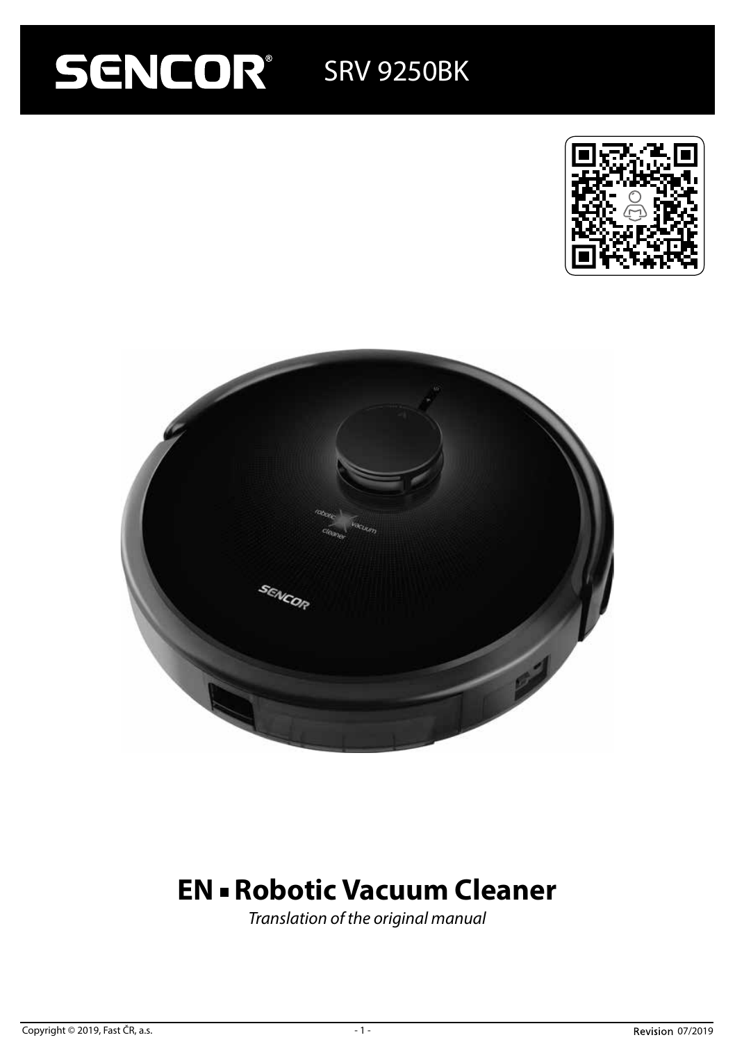# SENCOR® SRV 9250BK

## EN ▪ Robotic Vacuum Cleaner

*Translation of the original manual*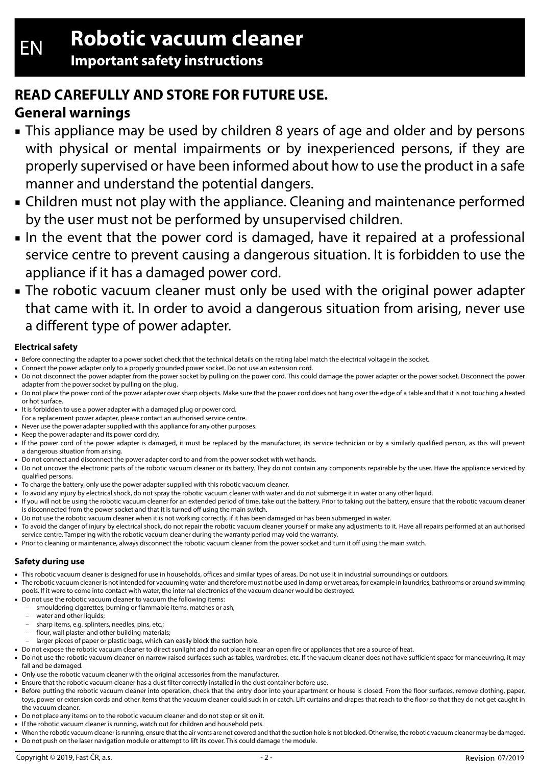# EN Robotic vacuum cleaner

## Important safety instructions

### READ CAREFULLY AND STORE FOR FUTURE USE.

### General warnings

- This appliance may be used by children 8 years of age and older and by persons with physical or mental impairments or by inexperienced persons, if they are properly supervised or have been informed about how to use the product in a safe manner and understand the potential dangers.
- Children must not play with the appliance. Cleaning and maintenance performed by the user must not be performed by unsupervised children.
- In the event that the power cord is damaged, have it repaired at a professional service centre to prevent causing a dangerous situation. It is forbidden to use the appliance if it has a damaged power cord.
- The robotic vacuum cleaner must only be used with the original power adapter that came with it. In order to avoid a dangerous situation from arising, never use a different type of power adapter.

#### Electrical safety

- Before connecting the adapter to a power socket check that the technical details on the rating label match the electrical voltage in the socket.
- Connect the power adapter only to a properly grounded power socket. Do not use an extension cord.
- Do not disconnect the power adapter from the power socket by pulling on the power cord. This could damage the power adapter or the power socket. Disconnect the power adapter from the power socket by pulling on the plug.
- Do not place the power cord of the power adapter over sharp objects. Make sure that the power cord does not hang over the edge of a table and that it is not touching a heated or hot surface.
- It is forbidden to use a power adapter with a damaged plug or power cord.
  For a replacement power adapter, please contact an authorised service centre.
- Never use the power adapter supplied with this appliance for any other purposes.
- Keep the power adapter and its power cord dry.
- If the power cord of the power adapter is damaged, it must be replaced by the manufacturer, its service technician or by a similarly qualified person, as this will prevent a dangerous situation from arising.
- Do not connect and disconnect the power adapter cord to and from the power socket with wet hands.
- Do not uncover the electronic parts of the robotic vacuum cleaner or its battery. They do not contain any components repairable by the user. Have the appliance serviced by qualified persons.
- To charge the battery, only use the power adapter supplied with this robotic vacuum cleaner.
- To avoid any injury by electrical shock, do not spray the robotic vacuum cleaner with water and do not submerge it in water or any other liquid.
- If you will not be using the robotic vacuum cleaner for an extended period of time, take out the battery. Prior to taking out the battery, ensure that the robotic vacuum cleaner is disconnected from the power socket and that it is turned off using the main switch.
- Do not use the robotic vacuum cleaner when it is not working correctly, if it has been damaged or has been submerged in water.
- To avoid the danger of injury by electrical shock, do not repair the robotic vacuum cleaner yourself or make any adjustments to it. Have all repairs performed at an authorised service centre. Tampering with the robotic vacuum cleaner during the warranty period may void the warranty.
- Prior to cleaning or maintenance, always disconnect the robotic vacuum cleaner from the power socket and turn it off using the main switch.

#### Safety during use

- This robotic vacuum cleaner is designed for use in households, offices and similar types of areas. Do not use it in industrial surroundings or outdoors.
- The robotic vacuum cleaner is not intended for vacuuming water and therefore must not be used in damp or wet areas, for example in laundries, bathrooms or around swimming pools. If it were to come into contact with water, the internal electronics of the vacuum cleaner would be destroyed.
- Do not use the robotic vacuum cleaner to vacuum the following items:
  - smouldering cigarettes, burning or flammable items, matches or ash;
  - water and other liquids;
  - sharp items, e.g. splinters, needles, pins, etc.;
  - flour, wall plaster and other building materials;
  - larger pieces of paper or plastic bags, which can easily block the suction hole.
- Do not expose the robotic vacuum cleaner to direct sunlight and do not place it near an open fire or appliances that are a source of heat.
- Do not use the robotic vacuum cleaner on narrow raised surfaces such as tables, wardrobes, etc. If the vacuum cleaner does not have sufficient space for manoeuvring, it may fall and be damaged.
- Only use the robotic vacuum cleaner with the original accessories from the manufacturer.
- Ensure that the robotic vacuum cleaner has a dust filter correctly installed in the dust container before use.
- Before putting the robotic vacuum cleaner into operation, check that the entry door into your apartment or house is closed. From the floor surfaces, remove clothing, paper, toys, power or extension cords and other items that the vacuum cleaner could suck in or catch. Lift curtains and drapes that reach to the floor so that they do not get caught in the vacuum cleaner.
- Do not place any items on to the robotic vacuum cleaner and do not step or sit on it.
- If the robotic vacuum cleaner is running, watch out for children and household pets.
- When the robotic vacuum cleaner is running, ensure that the air vents are not covered and that the suction hole is not blocked. Otherwise, the robotic vacuum cleaner may be damaged.
- Do not push on the laser navigation module or attempt to lift its cover. This could damage the module.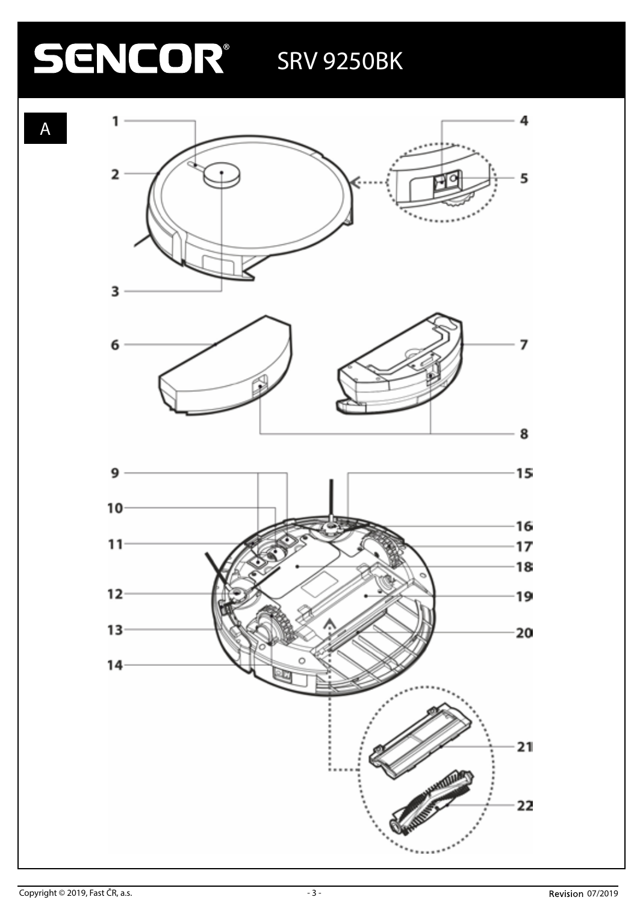# SENCOR® SRV 9250BK

A

1
2
3
4
5
6
7
8
9
10
11
12
13
14
15
16
17
18
19
20
21
22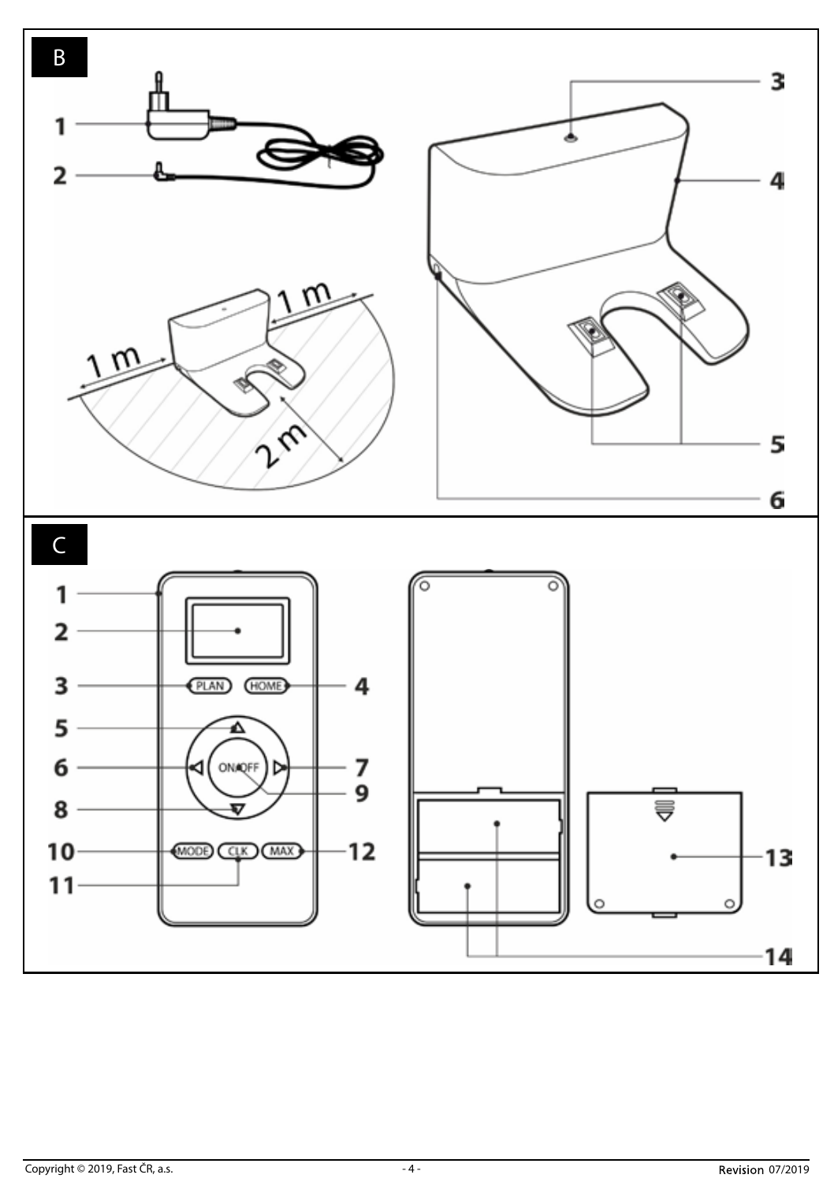B

1
2

1 m
1 m
2 m

3
4
5
6

C

1
2
3 PLAN
4 HOME
5
6
7
ON/OFF
9
8
10 MODE
11 CLK
12 MAX
13
14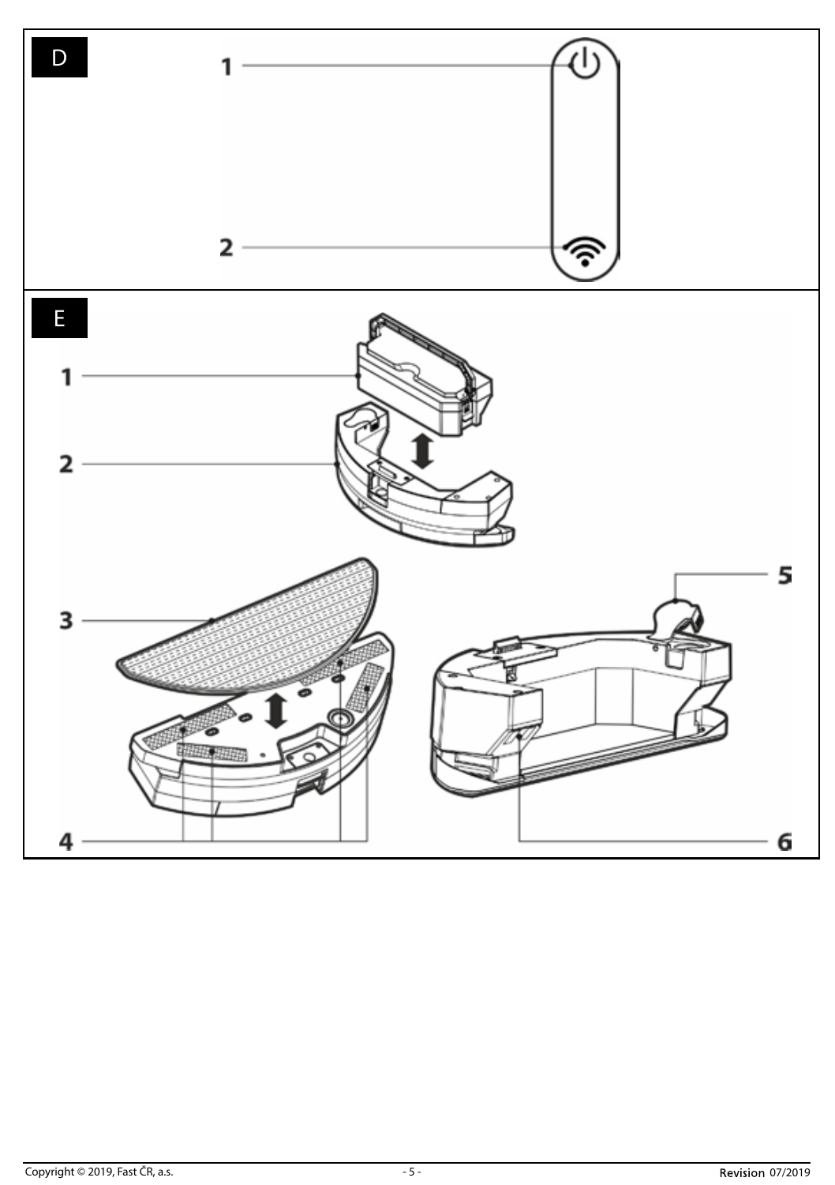D

1

2

E

1

2

3

4

5

6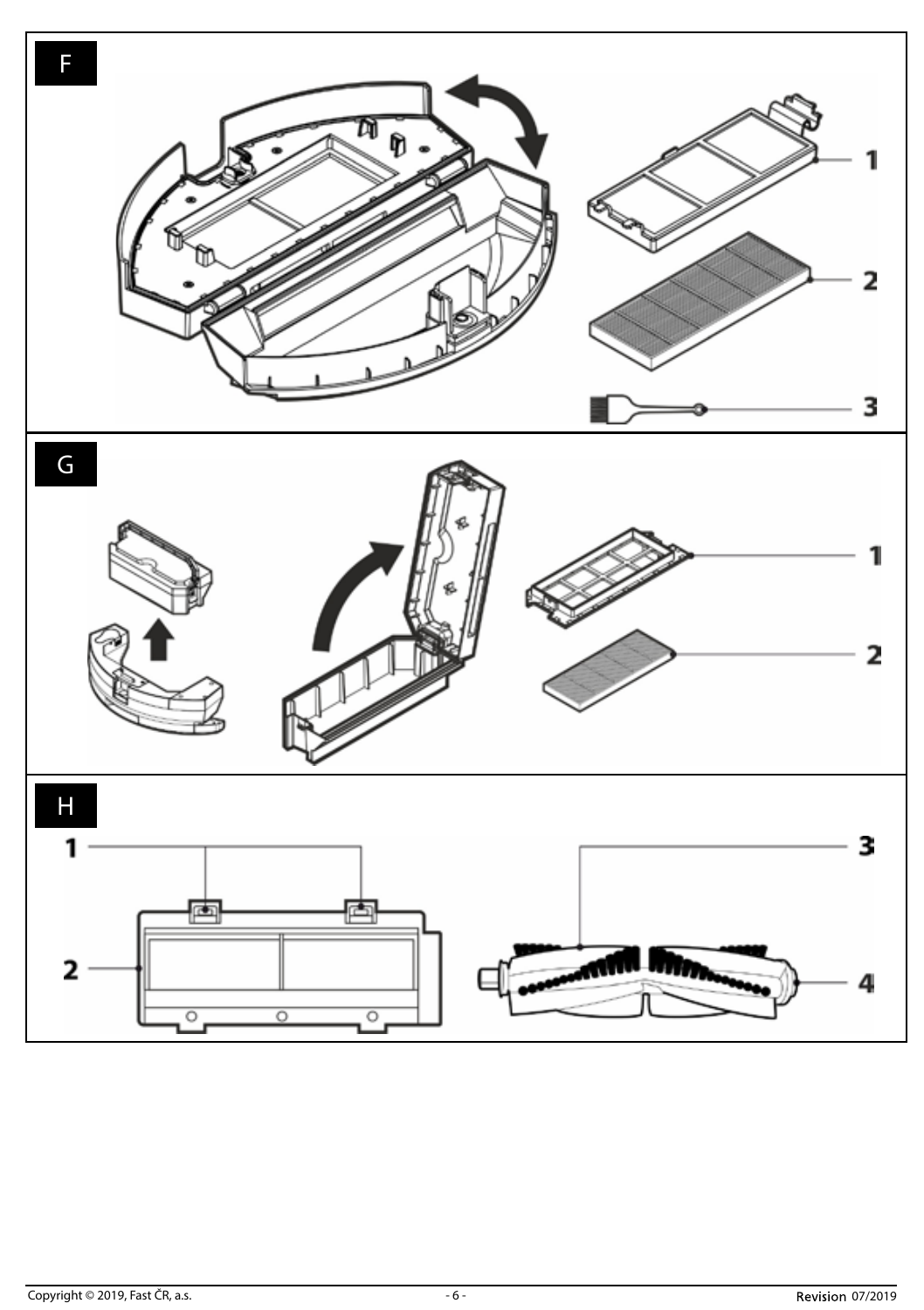F

1

2

3

G

1

2

H

1

2

3

4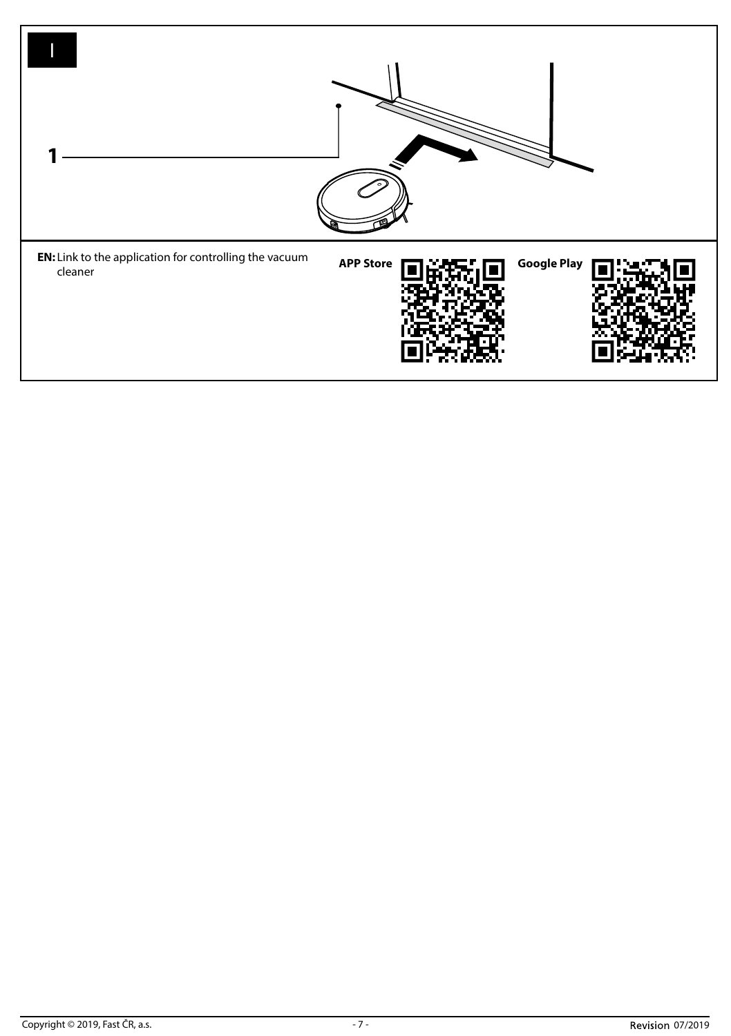I

1

**EN:** Link to the application for controlling the vacuum cleaner

**APP Store**

**Google Play**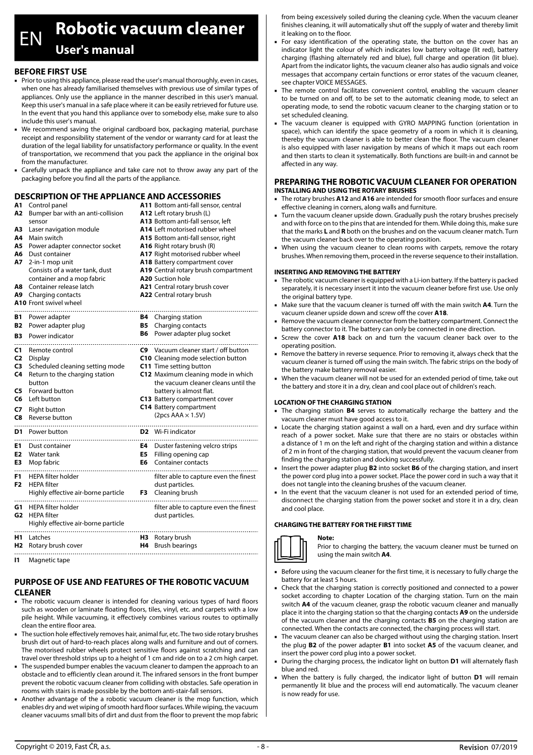# EN Robotic vacuum cleaner

## User's manual

### BEFORE FIRST USE

- Prior to using this appliance, please read the user's manual thoroughly, even in cases, when one has already familiarised themselves with previous use of similar types of appliances. Only use the appliance in the manner described in this user's manual. Keep this user's manual in a safe place where it can be easily retrieved for future use. In the event that you hand this appliance over to somebody else, make sure to also include this user's manual.
- We recommend saving the original cardboard box, packaging material, purchase receipt and responsibility statement of the vendor or warranty card for at least the duration of the legal liability for unsatisfactory performance or quality. In the event of transportation, we recommend that you pack the appliance in the original box from the manufacturer.
- Carefully unpack the appliance and take care not to throw away any part of the packaging before you find all the parts of the appliance.

### DESCRIPTION OF THE APPLIANCE AND ACCESSORIES

| | | | |
|---|---|---|---|
| **A1** | Control panel | **A11** | Bottom anti-fall sensor, central |
| **A2** | Bumper bar with an anti-collision sensor | **A12** | Left rotary brush (L) |
| | | **A13** | Bottom anti-fall sensor, left |
| **A3** | Laser navigation module | **A14** | Left motorised rubber wheel |
| **A4** | Main switch | **A15** | Bottom anti-fall sensor, right |
| **A5** | Power adapter connector socket | **A16** | Right rotary brush (R) |
| **A6** | Dust container | **A17** | Right motorised rubber wheel |
| **A7** | 2-in-1 mop unit<br>Consists of a water tank, dust container and a mop fabric | **A18** | Battery compartment cover |
| | | **A19** | Central rotary brush compartment |
| | | **A20** | Suction hole |
| **A8** | Container release latch | **A21** | Central rotary brush cover |
| **A9** | Charging contacts | **A22** | Central rotary brush |
| **A10** | Front swivel wheel | | |
| **B1** | Power adapter | **B4** | Charging station |
| **B2** | Power adapter plug | **B5** | Charging contacts |
| **B3** | Power indicator | **B6** | Power adapter plug socket |
| **C1** | Remote control | **C9** | Vacuum cleaner start / off button |
| **C2** | Display | **C10** | Cleaning mode selection button |
| **C3** | Scheduled cleaning setting mode | **C11** | Time setting button |
| **C4** | Return to the charging station button | **C12** | Maximum cleaning mode in which the vacuum cleaner cleans until the battery is almost flat. |
| **C5** | Forward button | | |
| **C6** | Left button | **C13** | Battery compartment cover |
| **C7** | Right button | **C14** | Battery compartment (2pcs AAA × 1.5V) |
| **C8** | Reverse button | | |
| **D1** | Power button | **D2** | Wi-Fi indicator |
| **E1** | Dust container | **E4** | Duster fastening velcro strips |
| **E2** | Water tank | **E5** | Filling opening cap |
| **E3** | Mop fabric | **E6** | Container contacts |
| **F1** | HEPA filter holder | | |
| **F2** | HEPA filter<br>Highly effective air-borne particle filter able to capture even the finest dust particles. | **F3** | Cleaning brush |
| **G1** | HEPA filter holder | | |
| **G2** | HEPA filter<br>Highly effective air-borne particle filter able to capture even the finest dust particles. | | |
| **H1** | Latches | **H3** | Rotary brush |
| **H2** | Rotary brush cover | **H4** | Brush bearings |
| **I1** | Magnetic tape | | |

### PURPOSE OF USE AND FEATURES OF THE ROBOTIC VACUUM CLEANER

- The robotic vacuum cleaner is intended for cleaning various types of hard floors such as wooden or laminate floating floors, tiles, vinyl, etc. and carpets with a low pile height. While vacuuming, it effectively combines various routes to optimally clean the entire floor area.
- The suction hole effectively removes hair, animal fur, etc. The two side rotary brushes brush dirt out of hard-to-reach places along walls and furniture and out of corners. The motorised rubber wheels protect sensitive floors against scratching and can travel over threshold strips up to a height of 1 cm and ride on to a 2 cm high carpet.
- The suspended bumper enables the vacuum cleaner to dampen the approach to an obstacle and to efficiently clean around it. The infrared sensors in the front bumper prevent the robotic vacuum cleaner from colliding with obstacles. Safe operation in rooms with stairs is made possible by the bottom anti-stair-fall sensors.
- Another advantage of the a robotic vacuum cleaner is the mop function, which enables dry and wet wiping of smooth hard floor surfaces. While wiping, the vacuum cleaner vacuums small bits of dirt and dust from the floor to prevent the mop fabric from being excessively soiled during the cleaning cycle. When the vacuum cleaner finishes cleaning, it will automatically shut off the supply of water and thereby limit it leaking on to the floor.
- For easy identification of the operating state, the button on the cover has an indicator light the colour of which indicates low battery voltage (lit red), battery charging (flashing alternately red and blue), full charge and operation (lit blue). Apart from the indicator lights, the vacuum cleaner also has audio signals and voice messages that accompany certain functions or error states of the vacuum cleaner, see chapter VOICE MESSAGES.
- The remote control facilitates convenient control, enabling the vacuum cleaner to be turned on and off, to be set to the automatic cleaning mode, to select an operating mode, to send the robotic vacuum cleaner to the charging station or to set scheduled cleaning.
- The vacuum cleaner is equipped with GYRO MAPPING function (orientation in space), which can identify the space geometry of a room in which it is cleaning, thereby the vacuum cleaner is able to better clean the floor. The vacuum cleaner is also equipped with laser navigation by means of which it maps out each room and then starts to clean it systematically. Both functions are built-in and cannot be affected in any way.

### PREPARING THE ROBOTIC VACUUM CLEANER FOR OPERATION

#### INSTALLING AND USING THE ROTARY BRUSHES

- The rotary brushes **A12** and **A16** are intended for smooth floor surfaces and ensure effective cleaning in corners, along walls and furniture.
- Turn the vacuum cleaner upside down. Gradually push the rotary brushes precisely and with force on to the pins that are intended for them. While doing this, make sure that the marks **L** and **R** both on the brushes and on the vacuum cleaner match. Turn the vacuum cleaner back over to the operating position.
- When using the vacuum cleaner to clean rooms with carpets, remove the rotary brushes. When removing them, proceed in the reverse sequence to their installation.

#### INSERTING AND REMOVING THE BATTERY

- The robotic vacuum cleaner is equipped with a Li-ion battery. If the battery is packed separately, it is necessary insert it into the vacuum cleaner before first use. Use only the original battery type.
- Make sure that the vacuum cleaner is turned off with the main switch **A4**. Turn the vacuum cleaner upside down and screw off the cover **A18**.
- Remove the vacuum cleaner connector from the battery compartment. Connect the battery connector to it. The battery can only be connected in one direction.
- Screw the cover **A18** back on and turn the vacuum cleaner back over to the operating position.
- Remove the battery in reverse sequence. Prior to removing it, always check that the vacuum cleaner is turned off using the main switch. The fabric strips on the body of the battery make battery removal easier.
- When the vacuum cleaner will not be used for an extended period of time, take out the battery and store it in a dry, clean and cool place out of children's reach.

#### LOCATION OF THE CHARGING STATION

- The charging station **B4** serves to automatically recharge the battery and the vacuum cleaner must have good access to it.
- Locate the charging station against a wall on a hard, even and dry surface within reach of a power socket. Make sure that there are no stairs or obstacles within a distance of 1 m on the left and right of the charging station and within a distance of 2 m in front of the charging station, that would prevent the vacuum cleaner from finding the charging station and docking successfully.
- Insert the power adapter plug **B2** into socket **B6** of the charging station, and insert the power cord plug into a power socket. Place the power cord in such a way that it does not tangle into the cleaning brushes of the vacuum cleaner.
- In the event that the vacuum cleaner is not used for an extended period of time, disconnect the charging station from the power socket and store it in a dry, clean and cool place.

#### CHARGING THE BATTERY FOR THE FIRST TIME

**Note:**
Prior to charging the battery, the vacuum cleaner must be turned on using the main switch **A4**.

- Before using the vacuum cleaner for the first time, it is necessary to fully charge the battery for at least 5 hours.
- Check that the charging station is correctly positioned and connected to a power socket according to chapter Location of the charging station. Turn on the main switch **A4** of the vacuum cleaner, grasp the robotic vacuum cleaner and manually place it into the charging station so that the charging contacts **A9** on the underside of the vacuum cleaner and the charging contacts **B5** on the charging station are connected. When the contacts are connected, the charging process will start.
- The vacuum cleaner can also be charged without using the charging station. Insert the plug **B2** of the power adapter **B1** into socket **A5** of the vacuum cleaner, and insert the power cord plug into a power socket.
- During the charging process, the indicator light on button **D1** will alternately flash blue and red.
- When the battery is fully charged, the indicator light of button **D1** will remain permanently lit blue and the process will end automatically. The vacuum cleaner is now ready for use.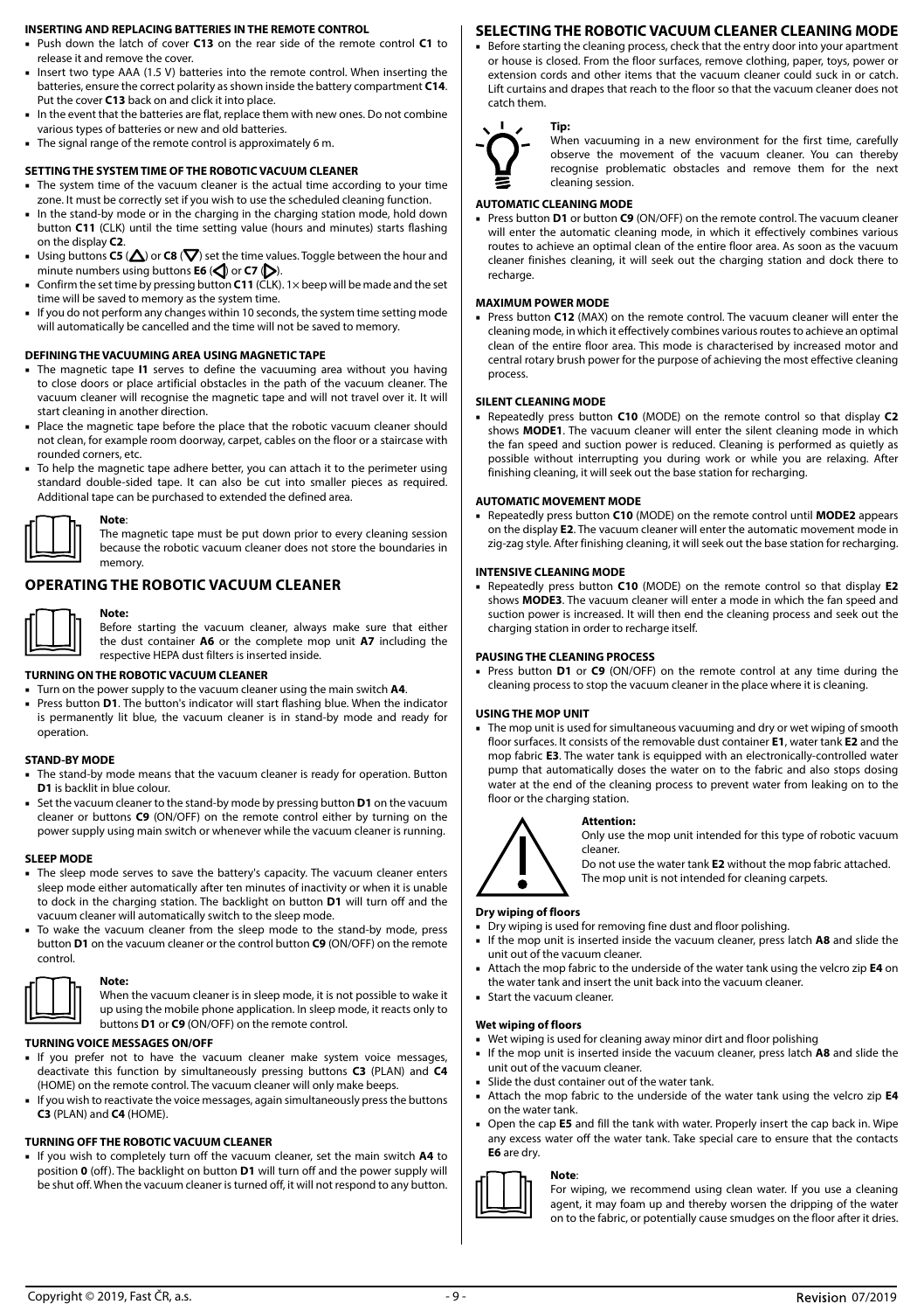#### INSERTING AND REPLACING BATTERIES IN THE REMOTE CONTROL

- Push down the latch of cover **C13** on the rear side of the remote control **C1** to release it and remove the cover.
- Insert two type AAA (1.5 V) batteries into the remote control. When inserting the batteries, ensure the correct polarity as shown inside the battery compartment **C14**. Put the cover **C13** back on and click it into place.
- In the event that the batteries are flat, replace them with new ones. Do not combine various types of batteries or new and old batteries.
- The signal range of the remote control is approximately 6 m.

#### SETTING THE SYSTEM TIME OF THE ROBOTIC VACUUM CLEANER

- The system time of the vacuum cleaner is the actual time according to your time zone. It must be correctly set if you wish to use the scheduled cleaning function.
- In the stand-by mode or in the charging in the charging station mode, hold down button **C11** (CLK) until the time setting value (hours and minutes) starts flashing on the display **C2**.
- Using buttons **C5** (△) or **C8** (▽) set the time values. Toggle between the hour and minute numbers using buttons **E6** (◁) or **C7** (▷).
- Confirm the set time by pressing button **C11** (CLK). 1× beep will be made and the set time will be saved to memory as the system time.
- If you do not perform any changes within 10 seconds, the system time setting mode will automatically be cancelled and the time will not be saved to memory.

#### DEFINING THE VACUUMING AREA USING MAGNETIC TAPE

- The magnetic tape **I1** serves to define the vacuuming area without you having to close doors or place artificial obstacles in the path of the vacuum cleaner. The vacuum cleaner will recognise the magnetic tape and will not travel over it. It will start cleaning in another direction.
- Place the magnetic tape before the place that the robotic vacuum cleaner should not clean, for example room doorway, carpet, cables on the floor or a staircase with rounded corners, etc.
- To help the magnetic tape adhere better, you can attach it to the perimeter using standard double-sided tape. It can also be cut into smaller pieces as required. Additional tape can be purchased to extended the defined area.

**Note**:
The magnetic tape must be put down prior to every cleaning session because the robotic vacuum cleaner does not store the boundaries in memory.

## OPERATING THE ROBOTIC VACUUM CLEANER

**Note:**
Before starting the vacuum cleaner, always make sure that either the dust container **A6** or the complete mop unit **A7** including the respective HEPA dust filters is inserted inside.

#### TURNING ON THE ROBOTIC VACUUM CLEANER

- Turn on the power supply to the vacuum cleaner using the main switch **A4**.
- Press button **D1**. The button's indicator will start flashing blue. When the indicator is permanently lit blue, the vacuum cleaner is in stand-by mode and ready for operation.

#### STAND-BY MODE

- The stand-by mode means that the vacuum cleaner is ready for operation. Button **D1** is backlit in blue colour.
- Set the vacuum cleaner to the stand-by mode by pressing button **D1** on the vacuum cleaner or buttons **C9** (ON/OFF) on the remote control either by turning on the power supply using main switch or whenever while the vacuum cleaner is running.

#### SLEEP MODE

- The sleep mode serves to save the battery's capacity. The vacuum cleaner enters sleep mode either automatically after ten minutes of inactivity or when it is unable to dock in the charging station. The backlight on button **D1** will turn off and the vacuum cleaner will automatically switch to the sleep mode.
- To wake the vacuum cleaner from the sleep mode to the stand-by mode, press button **D1** on the vacuum cleaner or the control button **C9** (ON/OFF) on the remote control.

**Note:**
When the vacuum cleaner is in sleep mode, it is not possible to wake it up using the mobile phone application. In sleep mode, it reacts only to buttons **D1** or **C9** (ON/OFF) on the remote control.

#### TURNING VOICE MESSAGES ON/OFF

- If you prefer not to have the vacuum cleaner make system voice messages, deactivate this function by simultaneously pressing buttons **C3** (PLAN) and **C4** (HOME) on the remote control. The vacuum cleaner will only make beeps.
- If you wish to reactivate the voice messages, again simultaneously press the buttons **C3** (PLAN) and **C4** (HOME).

#### TURNING OFF THE ROBOTIC VACUUM CLEANER

- If you wish to completely turn off the vacuum cleaner, set the main switch **A4** to position **0** (off). The backlight on button **D1** will turn off and the power supply will be shut off. When the vacuum cleaner is turned off, it will not respond to any button.

## SELECTING THE ROBOTIC VACUUM CLEANER CLEANING MODE

- Before starting the cleaning process, check that the entry door into your apartment or house is closed. From the floor surfaces, remove clothing, paper, toys, power or extension cords and other items that the vacuum cleaner could suck in or catch. Lift curtains and drapes that reach to the floor so that the vacuum cleaner does not catch them.

**Tip:**
When vacuuming in a new environment for the first time, carefully observe the movement of the vacuum cleaner. You can thereby recognise problematic obstacles and remove them for the next cleaning session.

#### AUTOMATIC CLEANING MODE

- Press button **D1** or button **C9** (ON/OFF) on the remote control. The vacuum cleaner will enter the automatic cleaning mode, in which it effectively combines various routes to achieve an optimal clean of the entire floor area. As soon as the vacuum cleaner finishes cleaning, it will seek out the charging station and dock there to recharge.

#### MAXIMUM POWER MODE

- Press button **C12** (MAX) on the remote control. The vacuum cleaner will enter the cleaning mode, in which it effectively combines various routes to achieve an optimal clean of the entire floor area. This mode is characterised by increased motor and central rotary brush power for the purpose of achieving the most effective cleaning process.

#### SILENT CLEANING MODE

- Repeatedly press button **C10** (MODE) on the remote control so that display **C2** shows **MODE1**. The vacuum cleaner will enter the silent cleaning mode in which the fan speed and suction power is reduced. Cleaning is performed as quietly as possible without interrupting you during work or while you are relaxing. After finishing cleaning, it will seek out the base station for recharging.

#### AUTOMATIC MOVEMENT MODE

- Repeatedly press button **C10** (MODE) on the remote control until **MODE2** appears on the display **E2**. The vacuum cleaner will enter the automatic movement mode in zig-zag style. After finishing cleaning, it will seek out the base station for recharging.

#### INTENSIVE CLEANING MODE

- Repeatedly press button **C10** (MODE) on the remote control so that display **E2** shows **MODE3**. The vacuum cleaner will enter a mode in which the fan speed and suction power is increased. It will then end the cleaning process and seek out the charging station in order to recharge itself.

#### PAUSING THE CLEANING PROCESS

- Press button **D1** or **C9** (ON/OFF) on the remote control at any time during the cleaning process to stop the vacuum cleaner in the place where it is cleaning.

#### USING THE MOP UNIT

- The mop unit is used for simultaneous vacuuming and dry or wet wiping of smooth floor surfaces. It consists of the removable dust container **E1**, water tank **E2** and the mop fabric **E3**. The water tank is equipped with an electronically-controlled water pump that automatically doses the water on to the fabric and also stops dosing water at the end of the cleaning process to prevent water from leaking on to the floor or the charging station.

**Attention:**
Only use the mop unit intended for this type of robotic vacuum cleaner.
Do not use the water tank **E2** without the mop fabric attached.
The mop unit is not intended for cleaning carpets.

**Dry wiping of floors**

- Dry wiping is used for removing fine dust and floor polishing.
- If the mop unit is inserted inside the vacuum cleaner, press latch **A8** and slide the unit out of the vacuum cleaner.
- Attach the mop fabric to the underside of the water tank using the velcro zip **E4** on the water tank and insert the unit back into the vacuum cleaner.
- Start the vacuum cleaner.

**Wet wiping of floors**

- Wet wiping is used for cleaning away minor dirt and floor polishing
- If the mop unit is inserted inside the vacuum cleaner, press latch **A8** and slide the unit out of the vacuum cleaner.
- Slide the dust container out of the water tank.
- Attach the mop fabric to the underside of the water tank using the velcro zip **E4** on the water tank.
- Open the cap **E5** and fill the tank with water. Properly insert the cap back in. Wipe any excess water off the water tank. Take special care to ensure that the contacts **E6** are dry.

**Note**:
For wiping, we recommend using clean water. If you use a cleaning agent, it may foam up and thereby worsen the dripping of the water on to the fabric, or potentially cause smudges on the floor after it dries.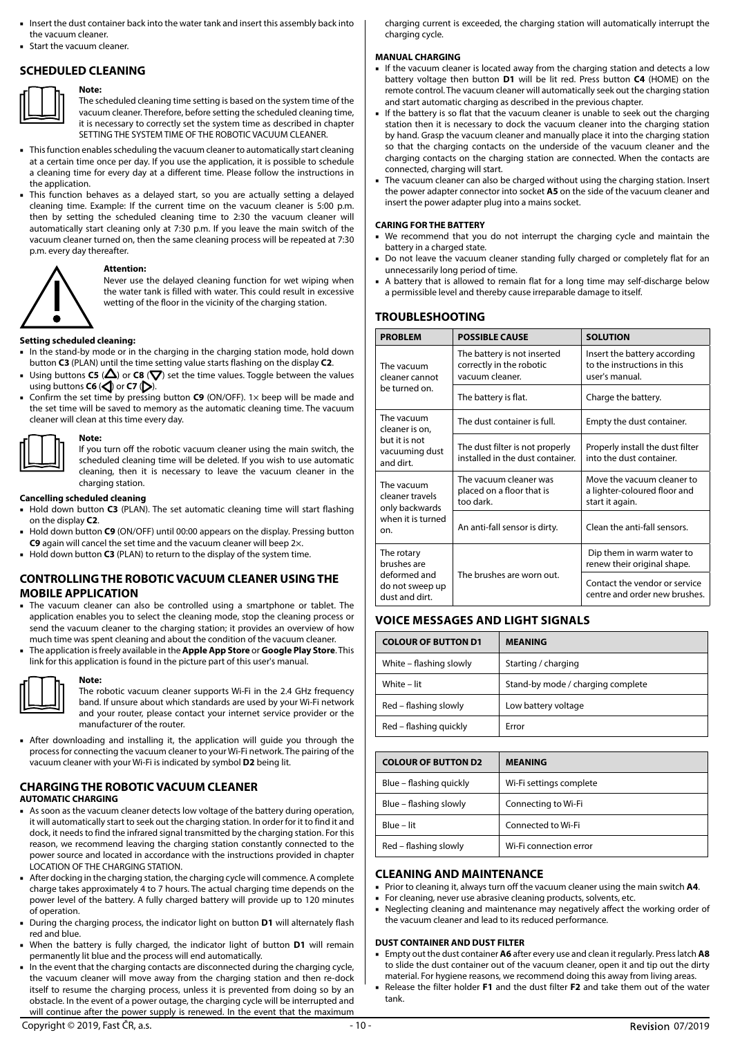- Insert the dust container back into the water tank and insert this assembly back into the vacuum cleaner.
- Start the vacuum cleaner.

## SCHEDULED CLEANING

**Note:**
The scheduled cleaning time setting is based on the system time of the vacuum cleaner. Therefore, before setting the scheduled cleaning time, it is necessary to correctly set the system time as described in chapter SETTING THE SYSTEM TIME OF THE ROBOTIC VACUUM CLEANER.

- This function enables scheduling the vacuum cleaner to automatically start cleaning at a certain time once per day. If you use the application, it is possible to schedule a cleaning time for every day at a different time. Please follow the instructions in the application.
- This function behaves as a delayed start, so you are actually setting a delayed cleaning time. Example: If the current time on the vacuum cleaner is 5:00 p.m. then by setting the scheduled cleaning time to 2:30 the vacuum cleaner will automatically start cleaning only at 7:30 p.m. If you leave the main switch of the vacuum cleaner turned on, then the same cleaning process will be repeated at 7:30 p.m. every day thereafter.

**Attention:**
Never use the delayed cleaning function for wet wiping when the water tank is filled with water. This could result in excessive wetting of the floor in the vicinity of the charging station.

**Setting scheduled cleaning:**

- In the stand-by mode or in the charging in the charging station mode, hold down button **C3** (PLAN) until the time setting value starts flashing on the display **C2**.
- Using buttons **C5** (△) or **C8** (▽) set the time values. Toggle between the values using buttons **C6** (◁) or **C7** (▷).
- Confirm the set time by pressing button **C9** (ON/OFF). 1× beep will be made and the set time will be saved to memory as the automatic cleaning time. The vacuum cleaner will clean at this time every day.

**Note:**
If you turn off the robotic vacuum cleaner using the main switch, the scheduled cleaning time will be deleted. If you wish to use automatic cleaning, then it is necessary to leave the vacuum cleaner in the charging station.

**Cancelling scheduled cleaning**

- Hold down button **C3** (PLAN). The set automatic cleaning time will start flashing on the display **C2**.
- Hold down button **C9** (ON/OFF) until 00:00 appears on the display. Pressing button **C9** again will cancel the set time and the vacuum cleaner will beep 2×.
- Hold down button **C3** (PLAN) to return to the display of the system time.

## CONTROLLING THE ROBOTIC VACUUM CLEANER USING THE MOBILE APPLICATION

- The vacuum cleaner can also be controlled using a smartphone or tablet. The application enables you to select the cleaning mode, stop the cleaning process or send the vacuum cleaner to the charging station; it provides an overview of how much time was spent cleaning and about the condition of the vacuum cleaner.
- The application is freely available in the **Apple App Store** or **Google Play Store**. This link for this application is found in the picture part of this user's manual.

**Note:**
The robotic vacuum cleaner supports Wi-Fi in the 2.4 GHz frequency band. If unsure about which standards are used by your Wi-Fi network and your router, please contact your internet service provider or the manufacturer of the router.

- After downloading and installing it, the application will guide you through the process for connecting the vacuum cleaner to your Wi-Fi network. The pairing of the vacuum cleaner with your Wi-Fi is indicated by symbol **D2** being lit.

## CHARGING THE ROBOTIC VACUUM CLEANER

**AUTOMATIC CHARGING**

- As soon as the vacuum cleaner detects low voltage of the battery during operation, it will automatically start to seek out the charging station. In order for it to find it and dock, it needs to find the infrared signal transmitted by the charging station. For this reason, we recommend leaving the charging station constantly connected to the power source and located in accordance with the instructions provided in chapter LOCATION OF THE CHARGING STATION.
- After docking in the charging station, the charging cycle will commence. A complete charge takes approximately 4 to 7 hours. The actual charging time depends on the power level of the battery. A fully charged battery will provide up to 120 minutes of operation.
- During the charging process, the indicator light on button **D1** will alternately flash red and blue.
- When the battery is fully charged, the indicator light of button **D1** will remain permanently lit blue and the process will end automatically.
- In the event that the charging contacts are disconnected during the charging cycle, the vacuum cleaner will move away from the charging station and then re-dock itself to resume the charging process, unless it is prevented from doing so by an obstacle. In the event of a power outage, the charging cycle will be interrupted and will continue after the power supply is renewed. In the event that the maximum charging current is exceeded, the charging station will automatically interrupt the charging cycle.

**MANUAL CHARGING**

- If the vacuum cleaner is located away from the charging station and detects a low battery voltage then button **D1** will be lit red. Press button **C4** (HOME) on the remote control. The vacuum cleaner will automatically seek out the charging station and start automatic charging as described in the previous chapter.
- If the battery is so flat that the vacuum cleaner is unable to seek out the charging station then it is necessary to dock the vacuum cleaner into the charging station by hand. Grasp the vacuum cleaner and manually place it into the charging station so that the charging contacts on the underside of the vacuum cleaner and the charging contacts on the charging station are connected. When the contacts are connected, charging will start.
- The vacuum cleaner can also be charged without using the charging station. Insert the power adapter connector into socket **A5** on the side of the vacuum cleaner and insert the power adapter plug into a mains socket.

**CARING FOR THE BATTERY**

- We recommend that you do not interrupt the charging cycle and maintain the battery in a charged state.
- Do not leave the vacuum cleaner standing fully charged or completely flat for an unnecessarily long period of time.
- A battery that is allowed to remain flat for a long time may self-discharge below a permissible level and thereby cause irreparable damage to itself.

## TROUBLESHOOTING

| PROBLEM | POSSIBLE CAUSE | SOLUTION |
|---|---|---|
| The vacuum cleaner cannot be turned on. | The battery is not inserted correctly in the robotic vacuum cleaner. | Insert the battery according to the instructions in this user's manual. |
| | The battery is flat. | Charge the battery. |
| The vacuum cleaner is on, but it is not vacuuming dust and dirt. | The dust container is full. | Empty the dust container. |
| | The dust filter is not properly installed in the dust container. | Properly install the dust filter into the dust container. |
| The vacuum cleaner travels only backwards when it is turned on. | The vacuum cleaner was placed on a floor that is too dark. | Move the vacuum cleaner to a lighter-coloured floor and start it again. |
| | An anti-fall sensor is dirty. | Clean the anti-fall sensors. |
| The rotary brushes are deformed and do not sweep up dust and dirt. | The brushes are worn out. | Dip them in warm water to renew their original shape. |
| | | Contact the vendor or service centre and order new brushes. |

## VOICE MESSAGES AND LIGHT SIGNALS

| COLOUR OF BUTTON D1 | MEANING |
|---|---|
| White – flashing slowly | Starting / charging |
| White – lit | Stand-by mode / charging complete |
| Red – flashing slowly | Low battery voltage |
| Red – flashing quickly | Error |

| COLOUR OF BUTTON D2 | MEANING |
|---|---|
| Blue – flashing quickly | Wi-Fi settings complete |
| Blue – flashing slowly | Connecting to Wi-Fi |
| Blue – lit | Connected to Wi-Fi |
| Red – flashing slowly | Wi-Fi connection error |

## CLEANING AND MAINTENANCE

- Prior to cleaning it, always turn off the vacuum cleaner using the main switch **A4**.
- For cleaning, never use abrasive cleaning products, solvents, etc.
- Neglecting cleaning and maintenance may negatively affect the working order of the vacuum cleaner and lead to its reduced performance.

**DUST CONTAINER AND DUST FILTER**

- Empty out the dust container **A6** after every use and clean it regularly. Press latch **A8** to slide the dust container out of the vacuum cleaner, open it and tip out the dirty material. For hygiene reasons, we recommend doing this away from living areas.
- Release the filter holder **F1** and the dust filter **F2** and take them out of the water tank.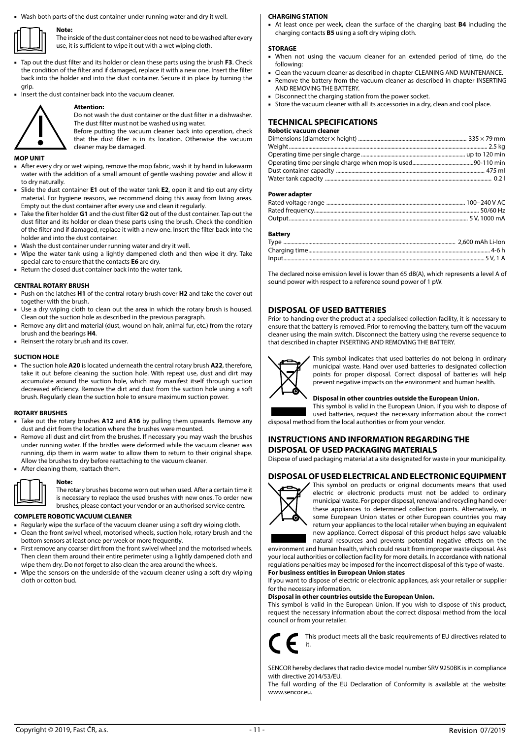- Wash both parts of the dust container under running water and dry it well.

**Note:**
The inside of the dust container does not need to be washed after every use, it is sufficient to wipe it out with a wet wiping cloth.

- Tap out the dust filter and its holder or clean these parts using the brush **F3**. Check the condition of the filter and if damaged, replace it with a new one. Insert the filter back into the holder and into the dust container. Secure it in place by turning the grip.
- Insert the dust container back into the vacuum cleaner.

**Attention:**
Do not wash the dust container or the dust filter in a dishwasher. The dust filter must not be washed using water.
Before putting the vacuum cleaner back into operation, check that the dust filter is in its location. Otherwise the vacuum cleaner may be damaged.

**MOP UNIT**

- After every dry or wet wiping, remove the mop fabric, wash it by hand in lukewarm water with the addition of a small amount of gentle washing powder and allow it to dry naturally.
- Slide the dust container **E1** out of the water tank **E2**, open it and tip out any dirty material. For hygiene reasons, we recommend doing this away from living areas. Empty out the dust container after every use and clean it regularly.
- Take the filter holder **G1** and the dust filter **G2** out of the dust container. Tap out the dust filter and its holder or clean these parts using the brush. Check the condition of the filter and if damaged, replace it with a new one. Insert the filter back into the holder and into the dust container.
- Wash the dust container under running water and dry it well.
- Wipe the water tank using a lightly dampened cloth and then wipe it dry. Take special care to ensure that the contacts **E6** are dry.
- Return the closed dust container back into the water tank.

**CENTRAL ROTARY BRUSH**

- Push on the latches **H1** of the central rotary brush cover **H2** and take the cover out together with the brush.
- Use a dry wiping cloth to clean out the area in which the rotary brush is housed. Clean out the suction hole as described in the previous paragraph.
- Remove any dirt and material (dust, wound on hair, animal fur, etc.) from the rotary brush and the bearings **H4**.
- Reinsert the rotary brush and its cover.

**SUCTION HOLE**

- The suction hole **A20** is located underneath the central rotary brush **A22**, therefore, take it out before cleaning the suction hole. With repeat use, dust and dirt may accumulate around the suction hole, which may manifest itself through suction decreased efficiency. Remove the dirt and dust from the suction hole using a soft brush. Regularly clean the suction hole to ensure maximum suction power.

**ROTARY BRUSHES**

- Take out the rotary brushes **A12** and **A16** by pulling them upwards. Remove any dust and dirt from the location where the brushes were mounted.
- Remove all dust and dirt from the brushes. If necessary you may wash the brushes under running water. If the bristles were deformed while the vacuum cleaner was running, dip them in warm water to allow them to return to their original shape. Allow the brushes to dry before reattaching to the vacuum cleaner.
- After cleaning them, reattach them.

**Note:**
The rotary brushes become worn out when used. After a certain time it is necessary to replace the used brushes with new ones. To order new brushes, please contact your vendor or an authorised service centre.

**COMPLETE ROBOTIC VACUUM CLEANER**

- Regularly wipe the surface of the vacuum cleaner using a soft dry wiping cloth.
- Clean the front swivel wheel, motorised wheels, suction hole, rotary brush and the bottom sensors at least once per week or more frequently.
- First remove any coarser dirt from the front swivel wheel and the motorised wheels. Then clean them around their entire perimeter using a lightly dampened cloth and wipe them dry. Do not forget to also clean the area around the wheels.
- Wipe the sensors on the underside of the vacuum cleaner using a soft dry wiping cloth or cotton bud.

**CHARGING STATION**

- At least once per week, clean the surface of the charging bast **B4** including the charging contacts **B5** using a soft dry wiping cloth.

**STORAGE**

- When not using the vacuum cleaner for an extended period of time, do the following:
- Clean the vacuum cleaner as described in chapter CLEANING AND MAINTENANCE.
- Remove the battery from the vacuum cleaner as described in chapter INSERTING AND REMOVING THE BATTERY.
- Disconnect the charging station from the power socket.
- Store the vacuum cleaner with all its accessories in a dry, clean and cool place.

## TECHNICAL SPECIFICATIONS

**Robotic vacuum cleaner**

| | |
|---|---|
| Dimensions (diameter × height) | 335 × 79 mm |
| Weight | 2.5 kg |
| Operating time per single charge | up to 120 min |
| Operating time per single charge when mop is used | 90-110 min |
| Dust container capacity | 475 ml |
| Water tank capacity | 0.2 l |

**Power adapter**

| | |
|---|---|
| Rated voltage range | 100–240 V AC |
| Rated frequency | 50/60 Hz |
| Output | 5 V, 1000 mA |

**Battery**

| | |
|---|---|
| Type | 2,600 mAh Li-Ion |
| Charging time | 4-6 h |
| Input | 5 V, 1 A |

The declared noise emission level is lower than 65 dB(A), which represents a level A of sound power with respect to a reference sound power of 1 pW.

## DISPOSAL OF USED BATTERIES

Prior to handing over the product at a specialised collection facility, it is necessary to ensure that the battery is removed. Prior to removing the battery, turn off the vacuum cleaner using the main switch. Disconnect the battery using the reverse sequence to that described in chapter INSERTING AND REMOVING THE BATTERY.

This symbol indicates that used batteries do not belong in ordinary municipal waste. Hand over used batteries to designated collection points for proper disposal. Correct disposal of batteries will help prevent negative impacts on the environment and human health.

**Disposal in other countries outside the European Union.**
This symbol is valid in the European Union. If you wish to dispose of used batteries, request the necessary information about the correct disposal method from the local authorities or from your vendor.

## INSTRUCTIONS AND INFORMATION REGARDING THE DISPOSAL OF USED PACKAGING MATERIALS

Dispose of used packaging material at a site designated for waste in your municipality.

## DISPOSAL OF USED ELECTRICAL AND ELECTRONIC EQUIPMENT

This symbol on products or original documents means that used electric or electronic products must not be added to ordinary municipal waste. For proper disposal, renewal and recycling hand over these appliances to determined collection points. Alternatively, in some European Union states or other European countries you may return your appliances to the local retailer when buying an equivalent new appliance. Correct disposal of this product helps save valuable natural resources and prevents potential negative effects on the environment and human health, which could result from improper waste disposal. Ask your local authorities or collection facility for more details. In accordance with national regulations penalties may be imposed for the incorrect disposal of this type of waste.

**For business entities in European Union states**
If you want to dispose of electric or electronic appliances, ask your retailer or supplier for the necessary information.

**Disposal in other countries outside the European Union.**
This symbol is valid in the European Union. If you wish to dispose of this product, request the necessary information about the correct disposal method from the local council or from your retailer.

This product meets all the basic requirements of EU directives related to it.

SENCOR hereby declares that radio device model number SRV 9250BK is in compliance with directive 2014/53/EU.
The full wording of the EU Declaration of Conformity is available at the website: www.sencor.eu.